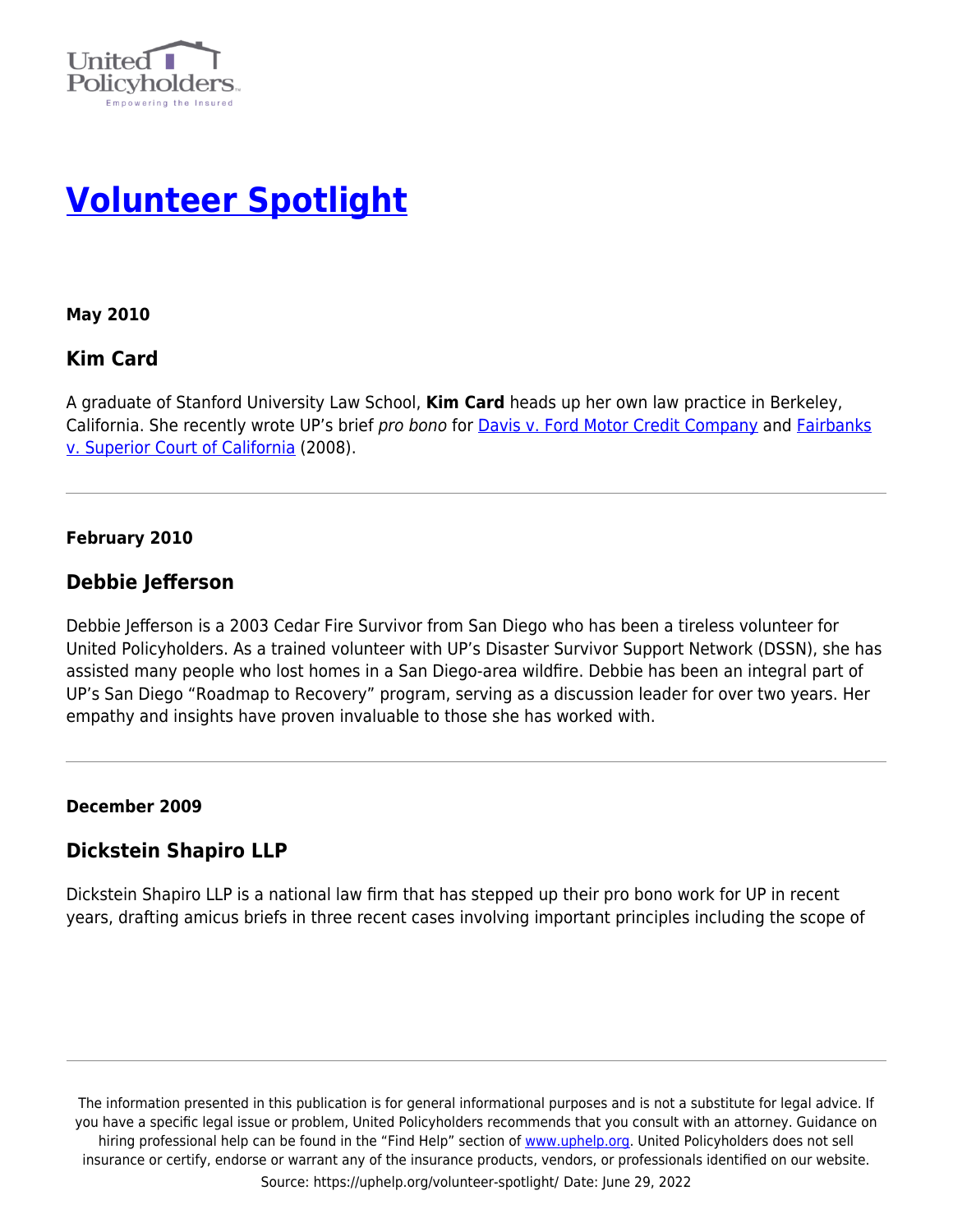# [Volunteer Spotlight]

**May 2010**

## Kim Card

A graduate of Stanford University Law School, **Kim Card** heads up her own law practice in Berkeley, California. She recently wrote UP's brief *pro bono* for [Davis v. Ford Motor Credit Company] and [Fairbanks v. Superior Court of California] (2008).

---

**February 2010**

## Debbie Jefferson

Debbie Jefferson is a 2003 Cedar Fire Survivor from San Diego who has been a tireless volunteer for United Policyholders. As a trained volunteer with UP's Disaster Survivor Support Network (DSSN), she has assisted many people who lost homes in a San Diego-area wildfire. Debbie has been an integral part of UP's San Diego "Roadmap to Recovery" program, serving as a discussion leader for over two years. Her empathy and insights have proven invaluable to those she has worked with.

---

**December 2009**

## Dickstein Shapiro LLP

Dickstein Shapiro LLP is a national law firm that has stepped up their pro bono work for UP in recent years, drafting amicus briefs in three recent cases involving important principles including the scope of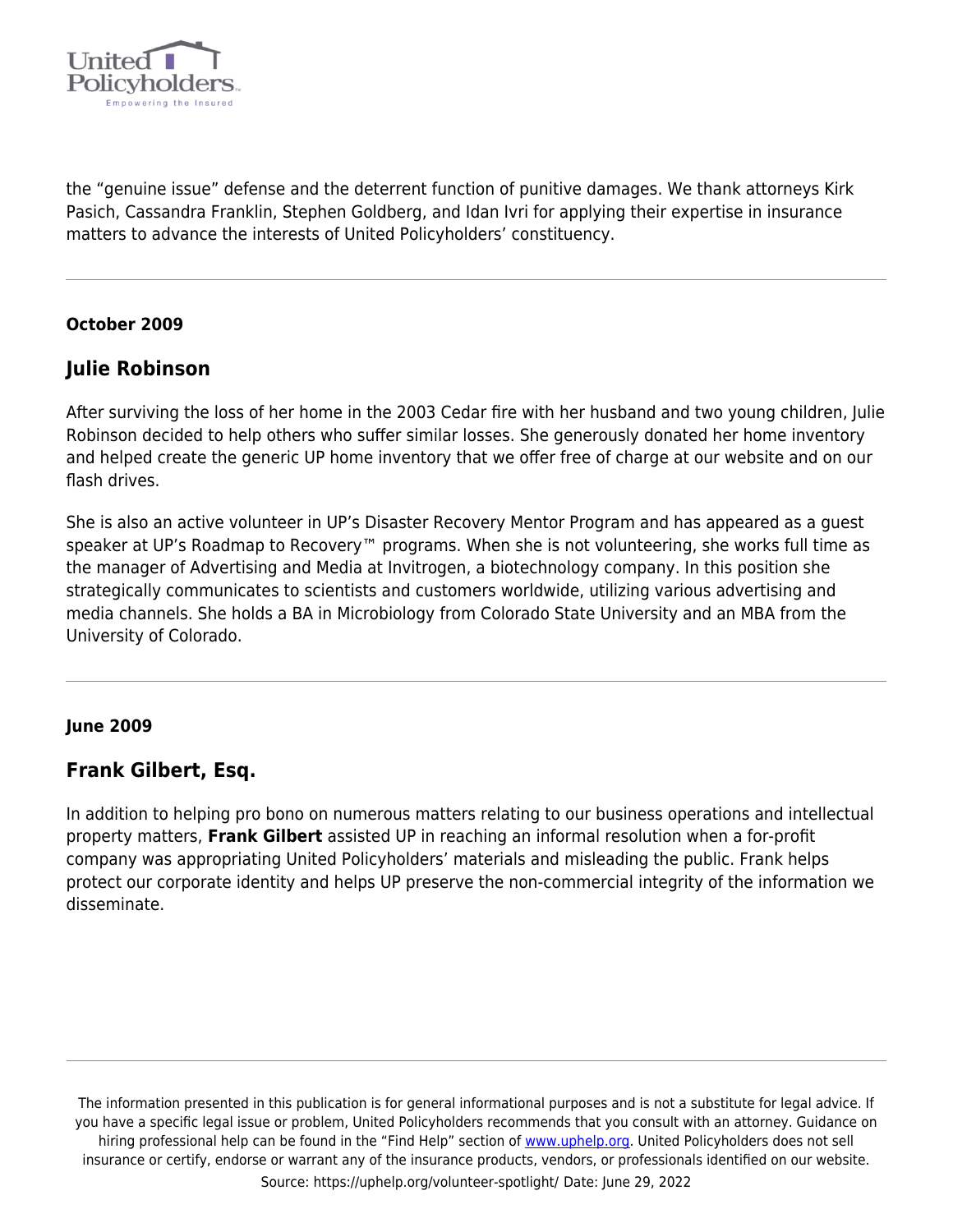the “genuine issue” defense and the deterrent function of punitive damages. We thank attorneys Kirk Pasich, Cassandra Franklin, Stephen Goldberg, and Idan Ivri for applying their expertise in insurance matters to advance the interests of United Policyholders’ constituency.

---

**October 2009**

## Julie Robinson

After surviving the loss of her home in the 2003 Cedar fire with her husband and two young children, Julie Robinson decided to help others who suffer similar losses. She generously donated her home inventory and helped create the generic UP home inventory that we offer free of charge at our website and on our flash drives.

She is also an active volunteer in UP’s Disaster Recovery Mentor Program and has appeared as a guest speaker at UP’s Roadmap to Recovery™ programs. When she is not volunteering, she works full time as the manager of Advertising and Media at Invitrogen, a biotechnology company. In this position she strategically communicates to scientists and customers worldwide, utilizing various advertising and media channels. She holds a BA in Microbiology from Colorado State University and an MBA from the University of Colorado.

---

**June 2009**

## Frank Gilbert, Esq.

In addition to helping pro bono on numerous matters relating to our business operations and intellectual property matters, **Frank Gilbert** assisted UP in reaching an informal resolution when a for-profit company was appropriating United Policyholders’ materials and misleading the public. Frank helps protect our corporate identity and helps UP preserve the non-commercial integrity of the information we disseminate.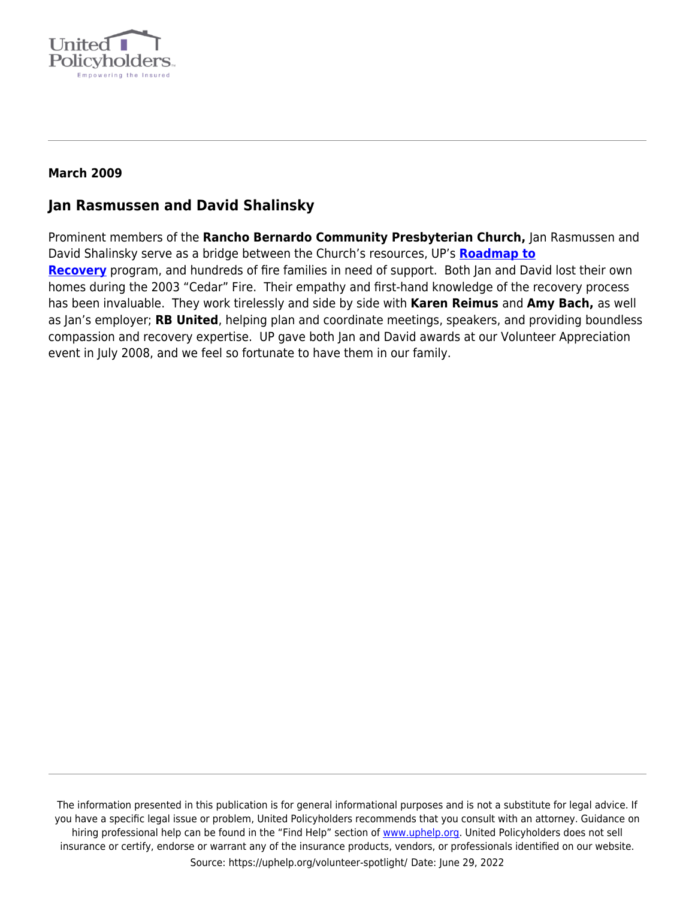**March 2009**

## Jan Rasmussen and David Shalinsky

Prominent members of the **Rancho Bernardo Community Presbyterian Church,** Jan Rasmussen and David Shalinsky serve as a bridge between the Church's resources, UP's **Roadmap to Recovery** program, and hundreds of fire families in need of support. Both Jan and David lost their own homes during the 2003 "Cedar" Fire. Their empathy and first-hand knowledge of the recovery process has been invaluable. They work tirelessly and side by side with **Karen Reimus** and **Amy Bach,** as well as Jan's employer; **RB United**, helping plan and coordinate meetings, speakers, and providing boundless compassion and recovery expertise. UP gave both Jan and David awards at our Volunteer Appreciation event in July 2008, and we feel so fortunate to have them in our family.